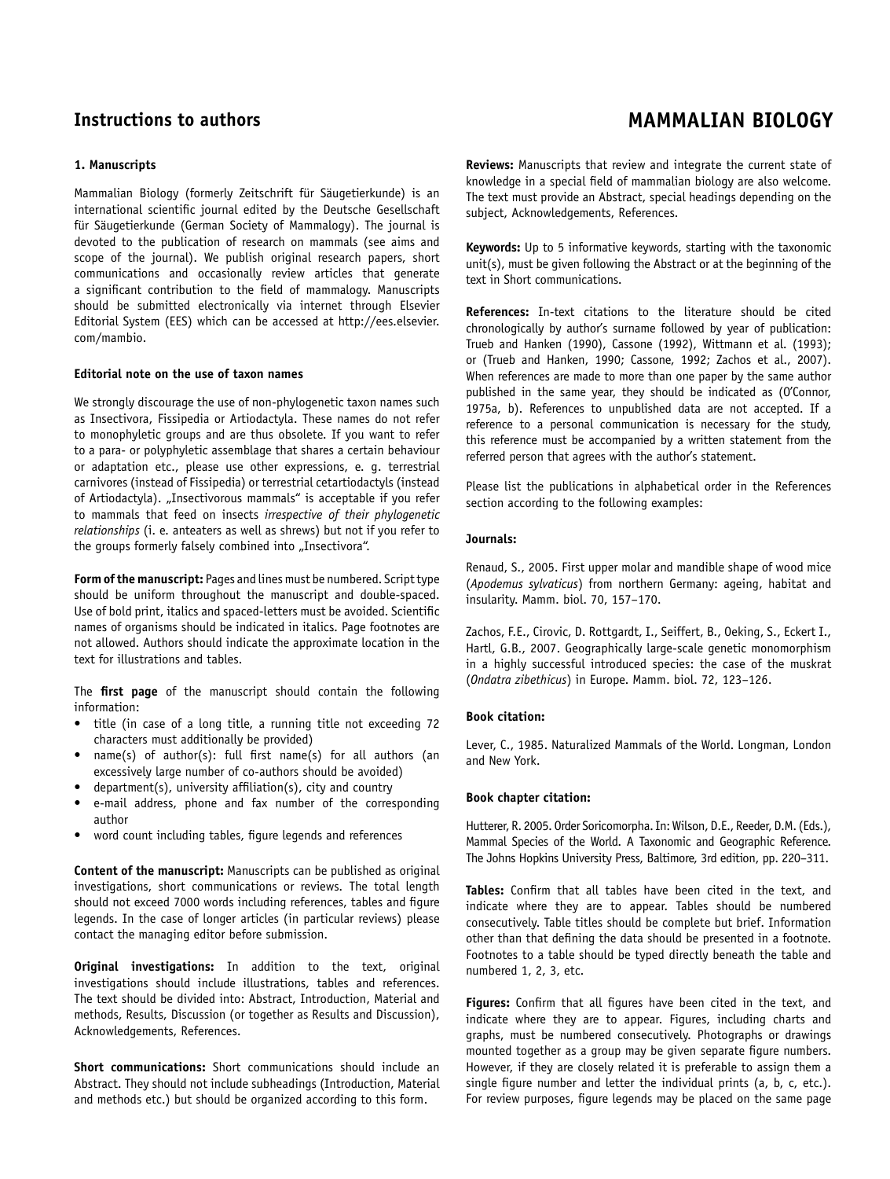# Instructions to authors

# MAMMALIAN BIOLOGY

### 1. Manuscripts

Mammalian Biology (formerly Zeitschrift für Säugetierkunde) is an international scientific journal edited by the Deutsche Gesellschaft für Säugetierkunde (German Society of Mammalogy). The journal is devoted to the publication of research on mammals (see aims and scope of the journal). We publish original research papers, short communications and occasionally review articles that generate a significant contribution to the field of mammalogy. Manuscripts should be submitted electronically via internet through Elsevier Editorial System (EES) which can be accessed at http://ees.elsevier.com/mambio.

### Editorial note on the use of taxon names

We strongly discourage the use of non-phylogenetic taxon names such as Insectivora, Fissipedia or Artiodactyla. These names do not refer to monophyletic groups and are thus obsolete. If you want to refer to a para- or polyphyletic assemblage that shares a certain behaviour or adaptation etc., please use other expressions, e. g. terrestrial carnivores (instead of Fissipedia) or terrestrial cetartiodactyls (instead of Artiodactyla). „Insectivorous mammals" is acceptable if you refer to mammals that feed on insects *irrespective of their phylogenetic relationships* (i. e. anteaters as well as shrews) but not if you refer to the groups formerly falsely combined into „Insectivora".

**Form of the manuscript:** Pages and lines must be numbered. Script type should be uniform throughout the manuscript and double-spaced. Use of bold print, italics and spaced-letters must be avoided. Scientific names of organisms should be indicated in italics. Page footnotes are not allowed. Authors should indicate the approximate location in the text for illustrations and tables.

The **first page** of the manuscript should contain the following information:

- title (in case of a long title, a running title not exceeding 72 characters must additionally be provided)
- name(s) of author(s): full first name(s) for all authors (an excessively large number of co-authors should be avoided)
- department(s), university affiliation(s), city and country
- e-mail address, phone and fax number of the corresponding author
- word count including tables, figure legends and references

**Content of the manuscript:** Manuscripts can be published as original investigations, short communications or reviews. The total length should not exceed 7000 words including references, tables and figure legends. In the case of longer articles (in particular reviews) please contact the managing editor before submission.

**Original investigations:** In addition to the text, original investigations should include illustrations, tables and references. The text should be divided into: Abstract, Introduction, Material and methods, Results, Discussion (or together as Results and Discussion), Acknowledgements, References.

**Short communications:** Short communications should include an Abstract. They should not include subheadings (Introduction, Material and methods etc.) but should be organized according to this form.

**Reviews:** Manuscripts that review and integrate the current state of knowledge in a special field of mammalian biology are also welcome. The text must provide an Abstract, special headings depending on the subject, Acknowledgements, References.

**Keywords:** Up to 5 informative keywords, starting with the taxonomic unit(s), must be given following the Abstract or at the beginning of the text in Short communications.

**References:** In-text citations to the literature should be cited chronologically by author's surname followed by year of publication: Trueb and Hanken (1990), Cassone (1992), Wittmann et al. (1993); or (Trueb and Hanken, 1990; Cassone, 1992; Zachos et al., 2007). When references are made to more than one paper by the same author published in the same year, they should be indicated as (O'Connor, 1975a, b). References to unpublished data are not accepted. If a reference to a personal communication is necessary for the study, this reference must be accompanied by a written statement from the referred person that agrees with the author's statement.

Please list the publications in alphabetical order in the References section according to the following examples:

#### Journals:

Renaud, S., 2005. First upper molar and mandible shape of wood mice (*Apodemus sylvaticus*) from northern Germany: ageing, habitat and insularity. Mamm. biol. 70, 157–170.

Zachos, F.E., Cirovic, D. Rottgardt, I., Seiffert, B., Oeking, S., Eckert I., Hartl, G.B., 2007. Geographically large-scale genetic monomorphism in a highly successful introduced species: the case of the muskrat (*Ondatra zibethicus*) in Europe. Mamm. biol. 72, 123–126.

#### Book citation:

Lever, C., 1985. Naturalized Mammals of the World. Longman, London and New York.

#### Book chapter citation:

Hutterer, R. 2005. Order Soricomorpha. In: Wilson, D.E., Reeder, D.M. (Eds.), Mammal Species of the World. A Taxonomic and Geographic Reference. The Johns Hopkins University Press, Baltimore, 3rd edition, pp. 220–311.

**Tables:** Confirm that all tables have been cited in the text, and indicate where they are to appear. Tables should be numbered consecutively. Table titles should be complete but brief. Information other than that defining the data should be presented in a footnote. Footnotes to a table should be typed directly beneath the table and numbered 1, 2, 3, etc.

**Figures:** Confirm that all figures have been cited in the text, and indicate where they are to appear. Figures, including charts and graphs, must be numbered consecutively. Photographs or drawings mounted together as a group may be given separate figure numbers. However, if they are closely related it is preferable to assign them a single figure number and letter the individual prints (a, b, c, etc.). For review purposes, figure legends may be placed on the same page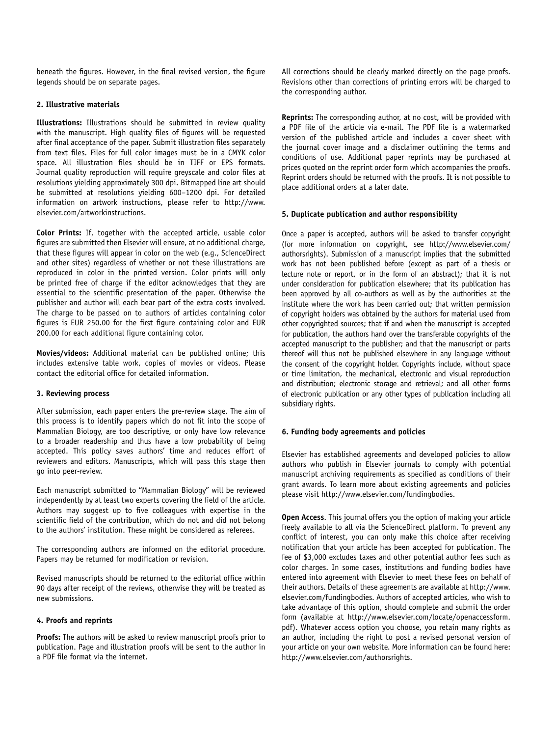beneath the figures. However, in the final revised version, the figure legends should be on separate pages.

### 2. Illustrative materials

**Illustrations:** Illustrations should be submitted in review quality with the manuscript. High quality files of figures will be requested after final acceptance of the paper. Submit illustration files separately from text files. Files for full color images must be in a CMYK color space. All illustration files should be in TIFF or EPS formats. Journal quality reproduction will require greyscale and color files at resolutions yielding approximately 300 dpi. Bitmapped line art should be submitted at resolutions yielding 600–1200 dpi. For detailed information on artwork instructions, please refer to http://www.elsevier.com/artworkinstructions.

**Color Prints:** If, together with the accepted article, usable color figures are submitted then Elsevier will ensure, at no additional charge, that these figures will appear in color on the web (e.g., ScienceDirect and other sites) regardless of whether or not these illustrations are reproduced in color in the printed version. Color prints will only be printed free of charge if the editor acknowledges that they are essential to the scientific presentation of the paper. Otherwise the publisher and author will each bear part of the extra costs involved. The charge to be passed on to authors of articles containing color figures is EUR 250.00 for the first figure containing color and EUR 200.00 for each additional figure containing color.

**Movies/videos:** Additional material can be published online; this includes extensive table work, copies of movies or videos. Please contact the editorial office for detailed information.

### 3. Reviewing process

After submission, each paper enters the pre-review stage. The aim of this process is to identify papers which do not fit into the scope of Mammalian Biology, are too descriptive, or only have low relevance to a broader readership and thus have a low probability of being accepted. This policy saves authors' time and reduces effort of reviewers and editors. Manuscripts, which will pass this stage then go into peer-review.

Each manuscript submitted to "Mammalian Biology" will be reviewed independently by at least two experts covering the field of the article. Authors may suggest up to five colleagues with expertise in the scientific field of the contribution, which do not and did not belong to the authors' institution. These might be considered as referees.

The corresponding authors are informed on the editorial procedure. Papers may be returned for modification or revision.

Revised manuscripts should be returned to the editorial office within 90 days after receipt of the reviews, otherwise they will be treated as new submissions.

### 4. Proofs and reprints

**Proofs:** The authors will be asked to review manuscript proofs prior to publication. Page and illustration proofs will be sent to the author in a PDF file format via the internet.

All corrections should be clearly marked directly on the page proofs. Revisions other than corrections of printing errors will be charged to the corresponding author.

**Reprints:** The corresponding author, at no cost, will be provided with a PDF file of the article via e-mail. The PDF file is a watermarked version of the published article and includes a cover sheet with the journal cover image and a disclaimer outlining the terms and conditions of use. Additional paper reprints may be purchased at prices quoted on the reprint order form which accompanies the proofs. Reprint orders should be returned with the proofs. It is not possible to place additional orders at a later date.

### 5. Duplicate publication and author responsibility

Once a paper is accepted, authors will be asked to transfer copyright (for more information on copyright, see http://www.elsevier.com/authorsrights). Submission of a manuscript implies that the submitted work has not been published before (except as part of a thesis or lecture note or report, or in the form of an abstract); that it is not under consideration for publication elsewhere; that its publication has been approved by all co-authors as well as by the authorities at the institute where the work has been carried out; that written permission of copyright holders was obtained by the authors for material used from other copyrighted sources; that if and when the manuscript is accepted for publication, the authors hand over the transferable copyrights of the accepted manuscript to the publisher; and that the manuscript or parts thereof will thus not be published elsewhere in any language without the consent of the copyright holder. Copyrights include, without space or time limitation, the mechanical, electronic and visual reproduction and distribution; electronic storage and retrieval; and all other forms of electronic publication or any other types of publication including all subsidiary rights.

### 6. Funding body agreements and policies

Elsevier has established agreements and developed policies to allow authors who publish in Elsevier journals to comply with potential manuscript archiving requirements as specified as conditions of their grant awards. To learn more about existing agreements and policies please visit http://www.elsevier.com/fundingbodies.

**Open Access**. This journal offers you the option of making your article freely available to all via the ScienceDirect platform. To prevent any conflict of interest, you can only make this choice after receiving notification that your article has been accepted for publication. The fee of $3,000 excludes taxes and other potential author fees such as color charges. In some cases, institutions and funding bodies have entered into agreement with Elsevier to meet these fees on behalf of their authors. Details of these agreements are available at http://www.elsevier.com/fundingbodies. Authors of accepted articles, who wish to take advantage of this option, should complete and submit the order form (available at http://www.elsevier.com/locate/openaccessform.pdf). Whatever access option you choose, you retain many rights as an author, including the right to post a revised personal version of your article on your own website. More information can be found here: http://www.elsevier.com/authorsrights.